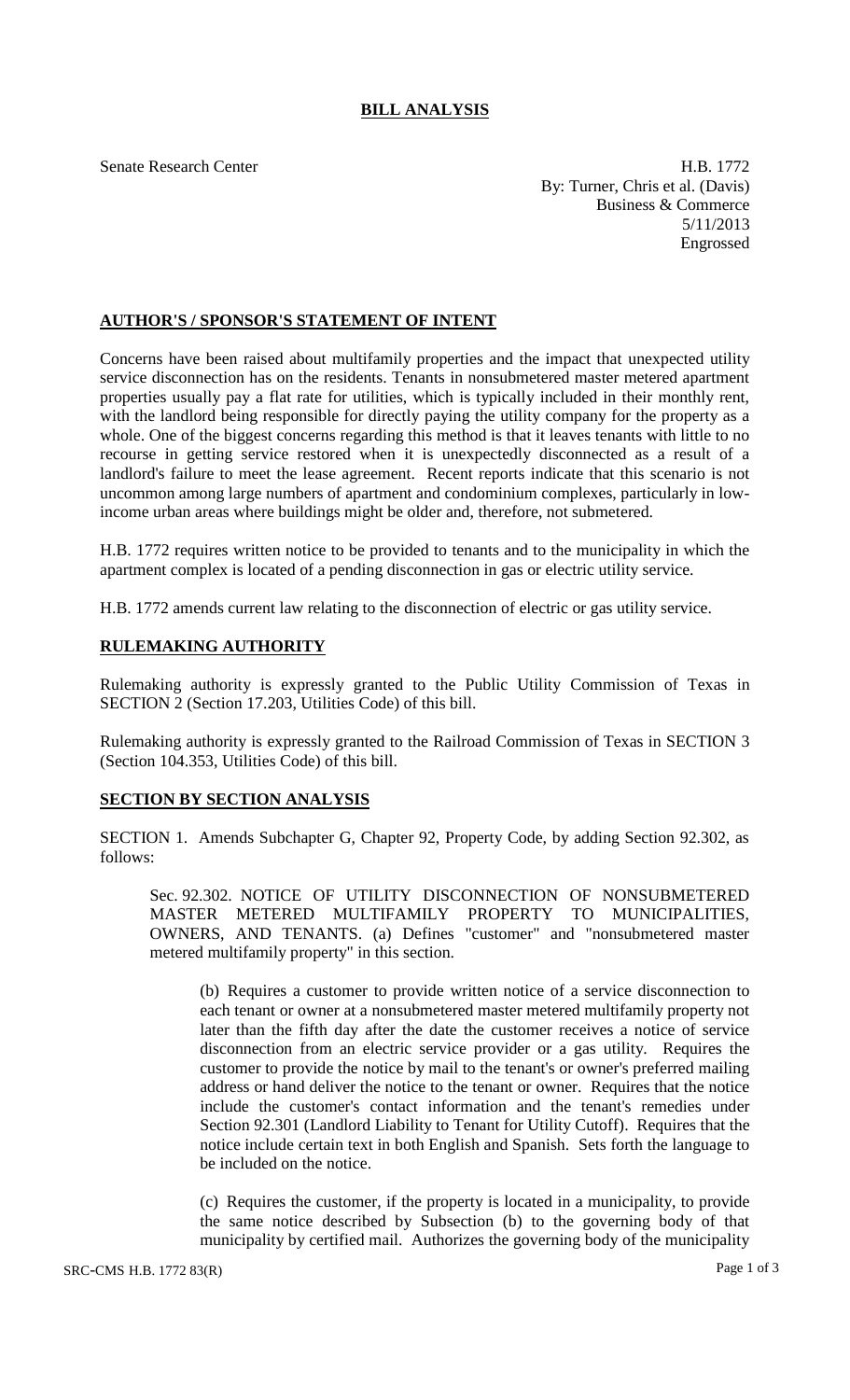# BILL ANALYSIS

Senate Research Center

H.B. 1772
By: Turner, Chris et al. (Davis)
Business & Commerce
5/11/2013
Engrossed

## AUTHOR'S / SPONSOR'S STATEMENT OF INTENT

Concerns have been raised about multifamily properties and the impact that unexpected utility service disconnection has on the residents. Tenants in nonsubmetered master metered apartment properties usually pay a flat rate for utilities, which is typically included in their monthly rent, with the landlord being responsible for directly paying the utility company for the property as a whole. One of the biggest concerns regarding this method is that it leaves tenants with little to no recourse in getting service restored when it is unexpectedly disconnected as a result of a landlord's failure to meet the lease agreement. Recent reports indicate that this scenario is not uncommon among large numbers of apartment and condominium complexes, particularly in low-income urban areas where buildings might be older and, therefore, not submetered.

H.B. 1772 requires written notice to be provided to tenants and to the municipality in which the apartment complex is located of a pending disconnection in gas or electric utility service.

H.B. 1772 amends current law relating to the disconnection of electric or gas utility service.

## RULEMAKING AUTHORITY

Rulemaking authority is expressly granted to the Public Utility Commission of Texas in SECTION 2 (Section 17.203, Utilities Code) of this bill.

Rulemaking authority is expressly granted to the Railroad Commission of Texas in SECTION 3 (Section 104.353, Utilities Code) of this bill.

## SECTION BY SECTION ANALYSIS

SECTION 1. Amends Subchapter G, Chapter 92, Property Code, by adding Section 92.302, as follows:

Sec. 92.302. NOTICE OF UTILITY DISCONNECTION OF NONSUBMETERED MASTER METERED MULTIFAMILY PROPERTY TO MUNICIPALITIES, OWNERS, AND TENANTS. (a) Defines "customer" and "nonsubmetered master metered multifamily property" in this section.

(b) Requires a customer to provide written notice of a service disconnection to each tenant or owner at a nonsubmetered master metered multifamily property not later than the fifth day after the date the customer receives a notice of service disconnection from an electric service provider or a gas utility. Requires the customer to provide the notice by mail to the tenant's or owner's preferred mailing address or hand deliver the notice to the tenant or owner. Requires that the notice include the customer's contact information and the tenant's remedies under Section 92.301 (Landlord Liability to Tenant for Utility Cutoff). Requires that the notice include certain text in both English and Spanish. Sets forth the language to be included on the notice.

(c) Requires the customer, if the property is located in a municipality, to provide the same notice described by Subsection (b) to the governing body of that municipality by certified mail. Authorizes the governing body of the municipality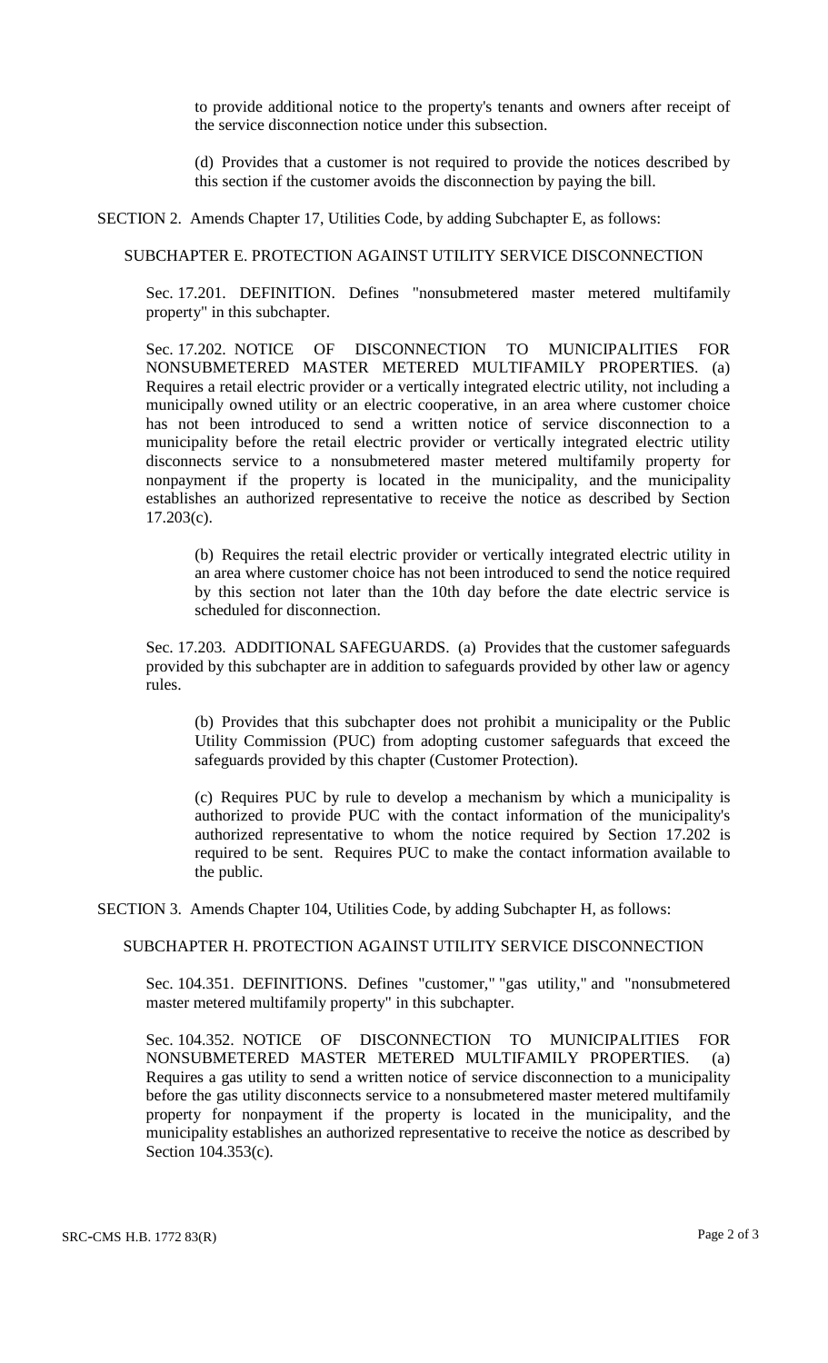to provide additional notice to the property's tenants and owners after receipt of the service disconnection notice under this subsection.

(d) Provides that a customer is not required to provide the notices described by this section if the customer avoids the disconnection by paying the bill.

SECTION 2. Amends Chapter 17, Utilities Code, by adding Subchapter E, as follows:

SUBCHAPTER E. PROTECTION AGAINST UTILITY SERVICE DISCONNECTION

Sec. 17.201. DEFINITION. Defines "nonsubmetered master metered multifamily property" in this subchapter.

Sec. 17.202. NOTICE OF DISCONNECTION TO MUNICIPALITIES FOR NONSUBMETERED MASTER METERED MULTIFAMILY PROPERTIES. (a) Requires a retail electric provider or a vertically integrated electric utility, not including a municipally owned utility or an electric cooperative, in an area where customer choice has not been introduced to send a written notice of service disconnection to a municipality before the retail electric provider or vertically integrated electric utility disconnects service to a nonsubmetered master metered multifamily property for nonpayment if the property is located in the municipality, and the municipality establishes an authorized representative to receive the notice as described by Section 17.203(c).

(b) Requires the retail electric provider or vertically integrated electric utility in an area where customer choice has not been introduced to send the notice required by this section not later than the 10th day before the date electric service is scheduled for disconnection.

Sec. 17.203. ADDITIONAL SAFEGUARDS. (a) Provides that the customer safeguards provided by this subchapter are in addition to safeguards provided by other law or agency rules.

(b) Provides that this subchapter does not prohibit a municipality or the Public Utility Commission (PUC) from adopting customer safeguards that exceed the safeguards provided by this chapter (Customer Protection).

(c) Requires PUC by rule to develop a mechanism by which a municipality is authorized to provide PUC with the contact information of the municipality's authorized representative to whom the notice required by Section 17.202 is required to be sent. Requires PUC to make the contact information available to the public.

SECTION 3. Amends Chapter 104, Utilities Code, by adding Subchapter H, as follows:

SUBCHAPTER H. PROTECTION AGAINST UTILITY SERVICE DISCONNECTION

Sec. 104.351. DEFINITIONS. Defines "customer," "gas utility," and "nonsubmetered master metered multifamily property" in this subchapter.

Sec. 104.352. NOTICE OF DISCONNECTION TO MUNICIPALITIES FOR NONSUBMETERED MASTER METERED MULTIFAMILY PROPERTIES. (a) Requires a gas utility to send a written notice of service disconnection to a municipality before the gas utility disconnects service to a nonsubmetered master metered multifamily property for nonpayment if the property is located in the municipality, and the municipality establishes an authorized representative to receive the notice as described by Section 104.353(c).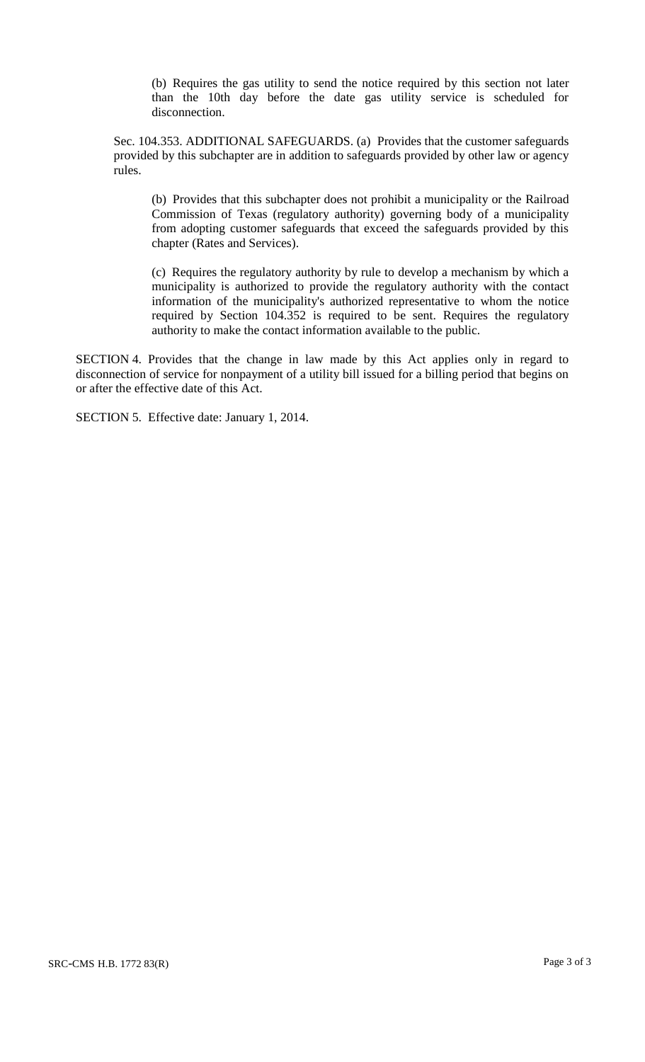(b) Requires the gas utility to send the notice required by this section not later than the 10th day before the date gas utility service is scheduled for disconnection.

Sec. 104.353. ADDITIONAL SAFEGUARDS. (a) Provides that the customer safeguards provided by this subchapter are in addition to safeguards provided by other law or agency rules.

(b) Provides that this subchapter does not prohibit a municipality or the Railroad Commission of Texas (regulatory authority) governing body of a municipality from adopting customer safeguards that exceed the safeguards provided by this chapter (Rates and Services).

(c) Requires the regulatory authority by rule to develop a mechanism by which a municipality is authorized to provide the regulatory authority with the contact information of the municipality's authorized representative to whom the notice required by Section 104.352 is required to be sent. Requires the regulatory authority to make the contact information available to the public.

SECTION 4. Provides that the change in law made by this Act applies only in regard to disconnection of service for nonpayment of a utility bill issued for a billing period that begins on or after the effective date of this Act.

SECTION 5. Effective date: January 1, 2014.

SRC-CMS H.B. 1772 83(R)